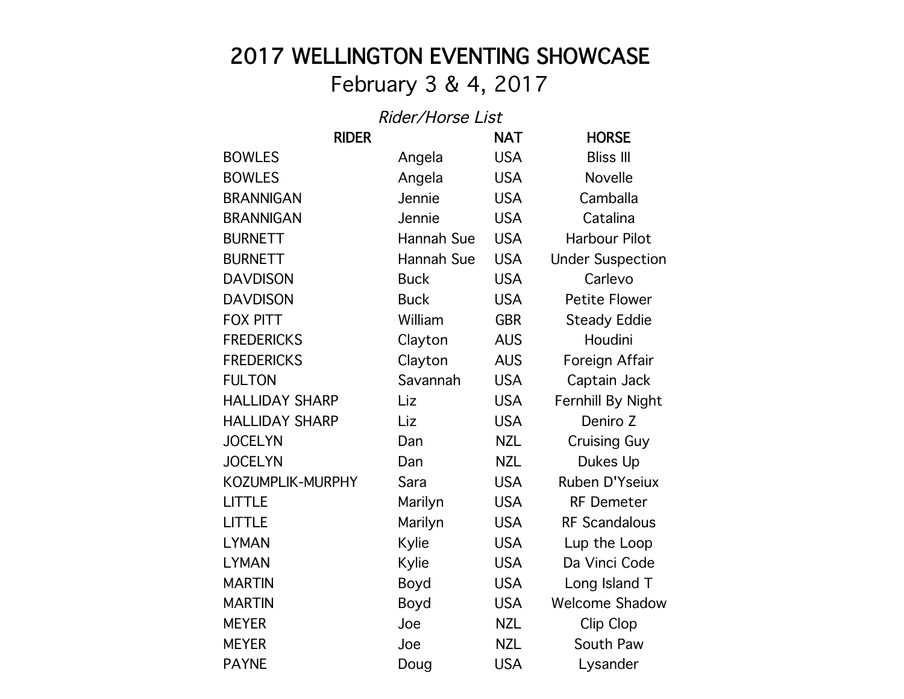# 2017 WELLINGTON EVENTING SHOWCASE

## February 3 & 4, 2017

*Rider/Horse List*

| RIDER | | NAT | HORSE |
|---|---|---|---|
| BOWLES | Angela | USA | Bliss III |
| BOWLES | Angela | USA | Novelle |
| BRANNIGAN | Jennie | USA | Camballa |
| BRANNIGAN | Jennie | USA | Catalina |
| BURNETT | Hannah Sue | USA | Harbour Pilot |
| BURNETT | Hannah Sue | USA | Under Suspection |
| DAVDISON | Buck | USA | Carlevo |
| DAVDISON | Buck | USA | Petite Flower |
| FOX PITT | William | GBR | Steady Eddie |
| FREDERICKS | Clayton | AUS | Houdini |
| FREDERICKS | Clayton | AUS | Foreign Affair |
| FULTON | Savannah | USA | Captain Jack |
| HALLIDAY SHARP | Liz | USA | Fernhill By Night |
| HALLIDAY SHARP | Liz | USA | Deniro Z |
| JOCELYN | Dan | NZL | Cruising Guy |
| JOCELYN | Dan | NZL | Dukes Up |
| KOZUMPLIK-MURPHY | Sara | USA | Ruben D'Yseiux |
| LITTLE | Marilyn | USA | RF Demeter |
| LITTLE | Marilyn | USA | RF Scandalous |
| LYMAN | Kylie | USA | Lup the Loop |
| LYMAN | Kylie | USA | Da Vinci Code |
| MARTIN | Boyd | USA | Long Island T |
| MARTIN | Boyd | USA | Welcome Shadow |
| MEYER | Joe | NZL | Clip Clop |
| MEYER | Joe | NZL | South Paw |
| PAYNE | Doug | USA | Lysander |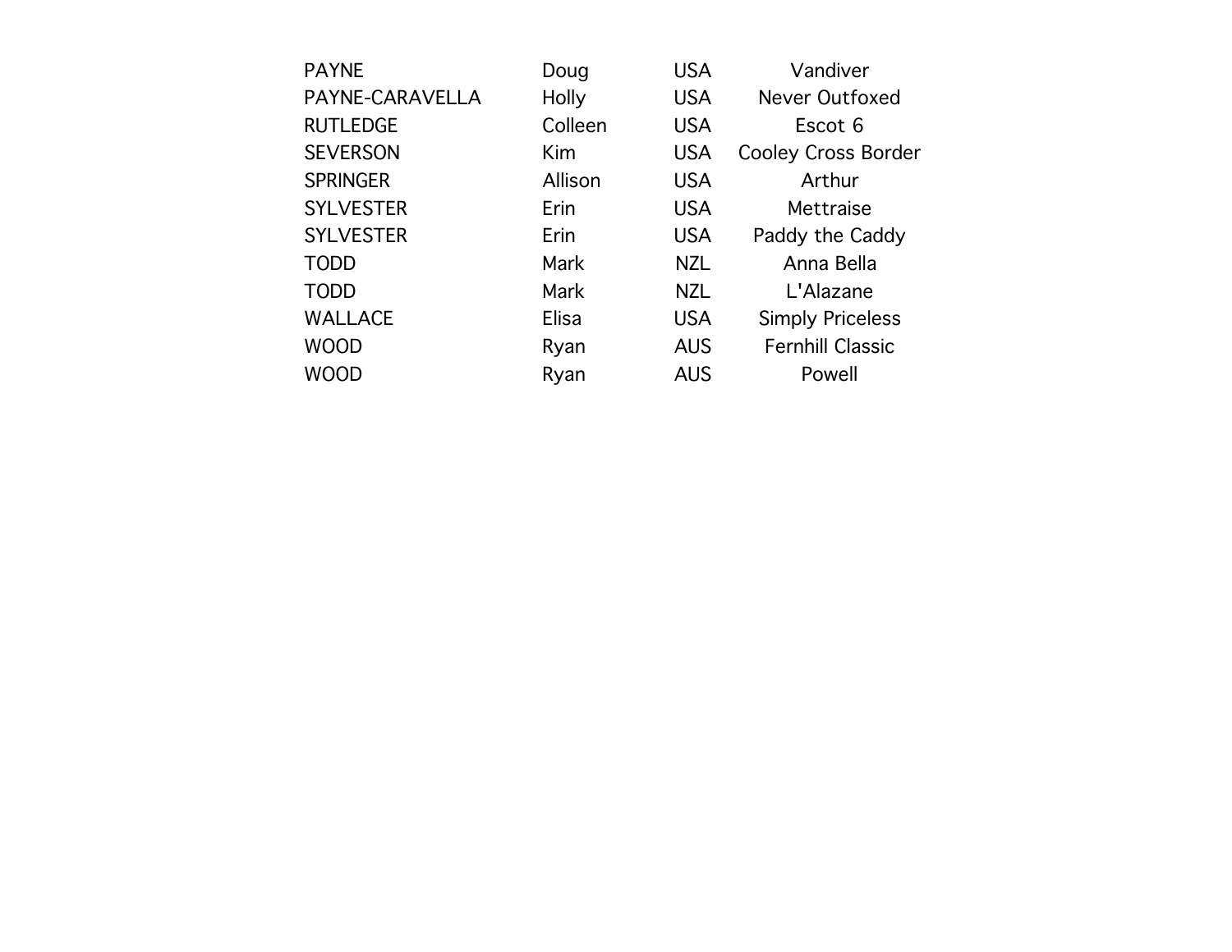| | | | |
|---|---|---|---|
| PAYNE | Doug | USA | Vandiver |
| PAYNE-CARAVELLA | Holly | USA | Never Outfoxed |
| RUTLEDGE | Colleen | USA | Escot 6 |
| SEVERSON | Kim | USA | Cooley Cross Border |
| SPRINGER | Allison | USA | Arthur |
| SYLVESTER | Erin | USA | Mettraise |
| SYLVESTER | Erin | USA | Paddy the Caddy |
| TODD | Mark | NZL | Anna Bella |
| TODD | Mark | NZL | L'Alazane |
| WALLACE | Elisa | USA | Simply Priceless |
| WOOD | Ryan | AUS | Fernhill Classic |
| WOOD | Ryan | AUS | Powell |